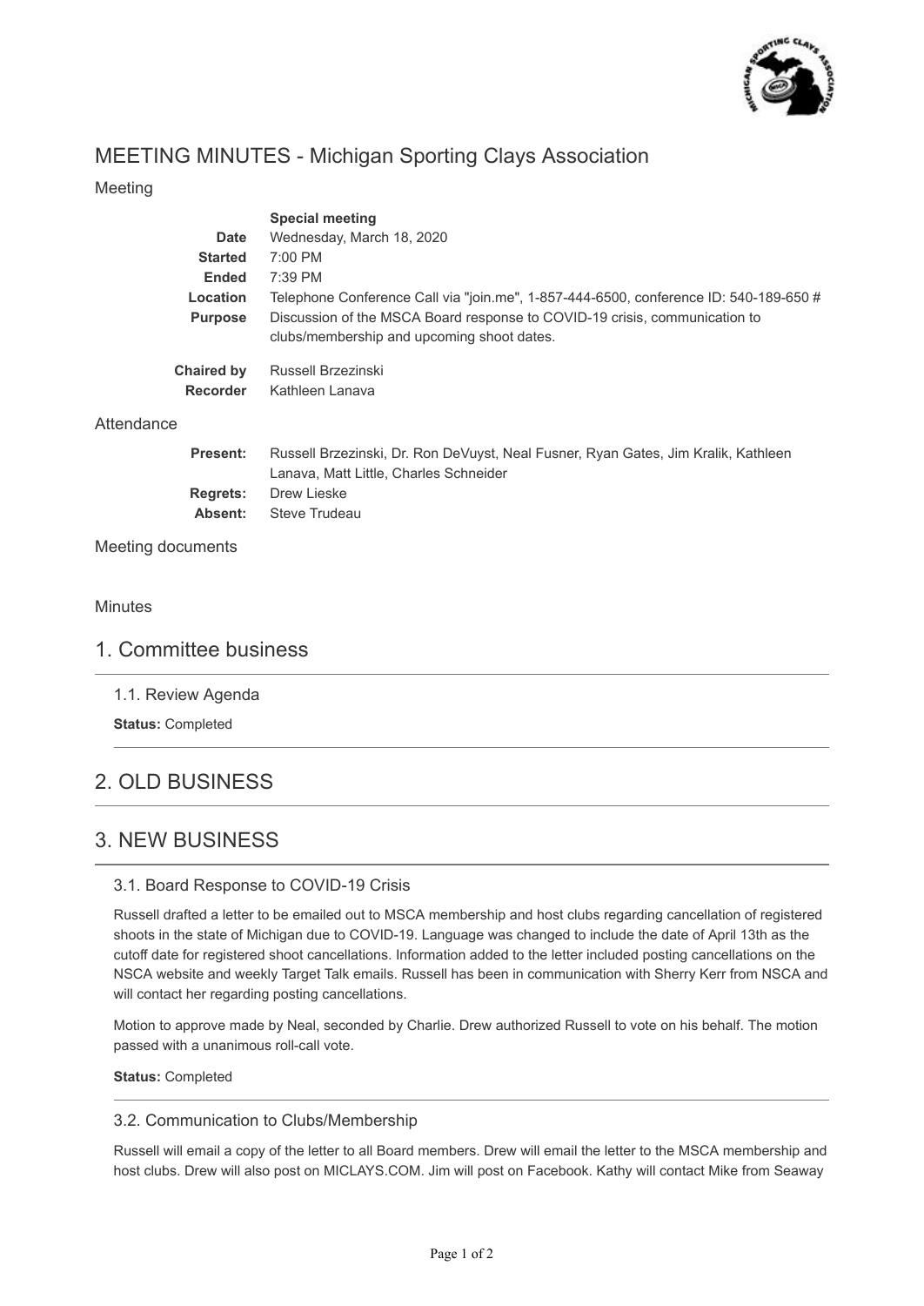# MEETING MINUTES - Michigan Sporting Clays Association

Meeting

| | |
|---|---|
| | **Special meeting** |
| **Date** | Wednesday, March 18, 2020 |
| **Started** | 7:00 PM |
| **Ended** | 7:39 PM |
| **Location** | Telephone Conference Call via "join.me", 1-857-444-6500, conference ID: 540-189-650 # |
| **Purpose** | Discussion of the MSCA Board response to COVID-19 crisis, communication to clubs/membership and upcoming shoot dates. |
| **Chaired by** | Russell Brzezinski |
| **Recorder** | Kathleen Lanava |

Attendance

| | |
|---|---|
| **Present:** | Russell Brzezinski, Dr. Ron DeVuyst, Neal Fusner, Ryan Gates, Jim Kralik, Kathleen Lanava, Matt Little, Charles Schneider |
| **Regrets:** | Drew Lieske |
| **Absent:** | Steve Trudeau |

Meeting documents

Minutes

## 1. Committee business

### 1.1. Review Agenda

**Status:** Completed

## 2. OLD BUSINESS

## 3. NEW BUSINESS

### 3.1. Board Response to COVID-19 Crisis

Russell drafted a letter to be emailed out to MSCA membership and host clubs regarding cancellation of registered shoots in the state of Michigan due to COVID-19. Language was changed to include the date of April 13th as the cutoff date for registered shoot cancellations. Information added to the letter included posting cancellations on the NSCA website and weekly Target Talk emails. Russell has been in communication with Sherry Kerr from NSCA and will contact her regarding posting cancellations.

Motion to approve made by Neal, seconded by Charlie. Drew authorized Russell to vote on his behalf. The motion passed with a unanimous roll-call vote.

**Status:** Completed

### 3.2. Communication to Clubs/Membership

Russell will email a copy of the letter to all Board members. Drew will email the letter to the MSCA membership and host clubs. Drew will also post on MICLAYS.COM. Jim will post on Facebook. Kathy will contact Mike from Seaway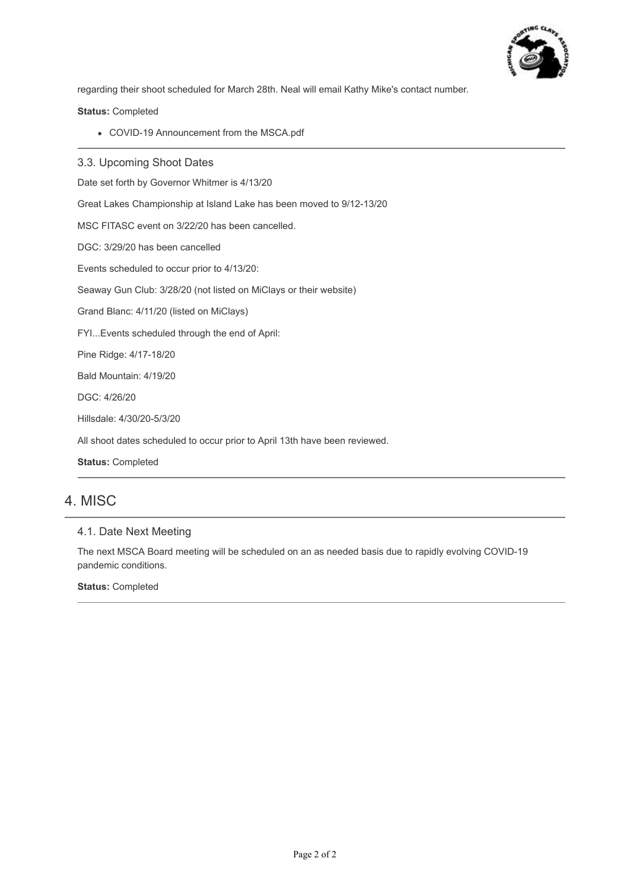regarding their shoot scheduled for March 28th. Neal will email Kathy Mike's contact number.

**Status:** Completed

- COVID-19 Announcement from the MSCA.pdf

### 3.3. Upcoming Shoot Dates

Date set forth by Governor Whitmer is 4/13/20

Great Lakes Championship at Island Lake has been moved to 9/12-13/20

MSC FITASC event on 3/22/20 has been cancelled.

DGC: 3/29/20 has been cancelled

Events scheduled to occur prior to 4/13/20:

Seaway Gun Club: 3/28/20 (not listed on MiClays or their website)

Grand Blanc: 4/11/20 (listed on MiClays)

FYI...Events scheduled through the end of April:

Pine Ridge: 4/17-18/20

Bald Mountain: 4/19/20

DGC: 4/26/20

Hillsdale: 4/30/20-5/3/20

All shoot dates scheduled to occur prior to April 13th have been reviewed.

**Status:** Completed

## 4. MISC

### 4.1. Date Next Meeting

The next MSCA Board meeting will be scheduled on an as needed basis due to rapidly evolving COVID-19 pandemic conditions.

**Status:** Completed